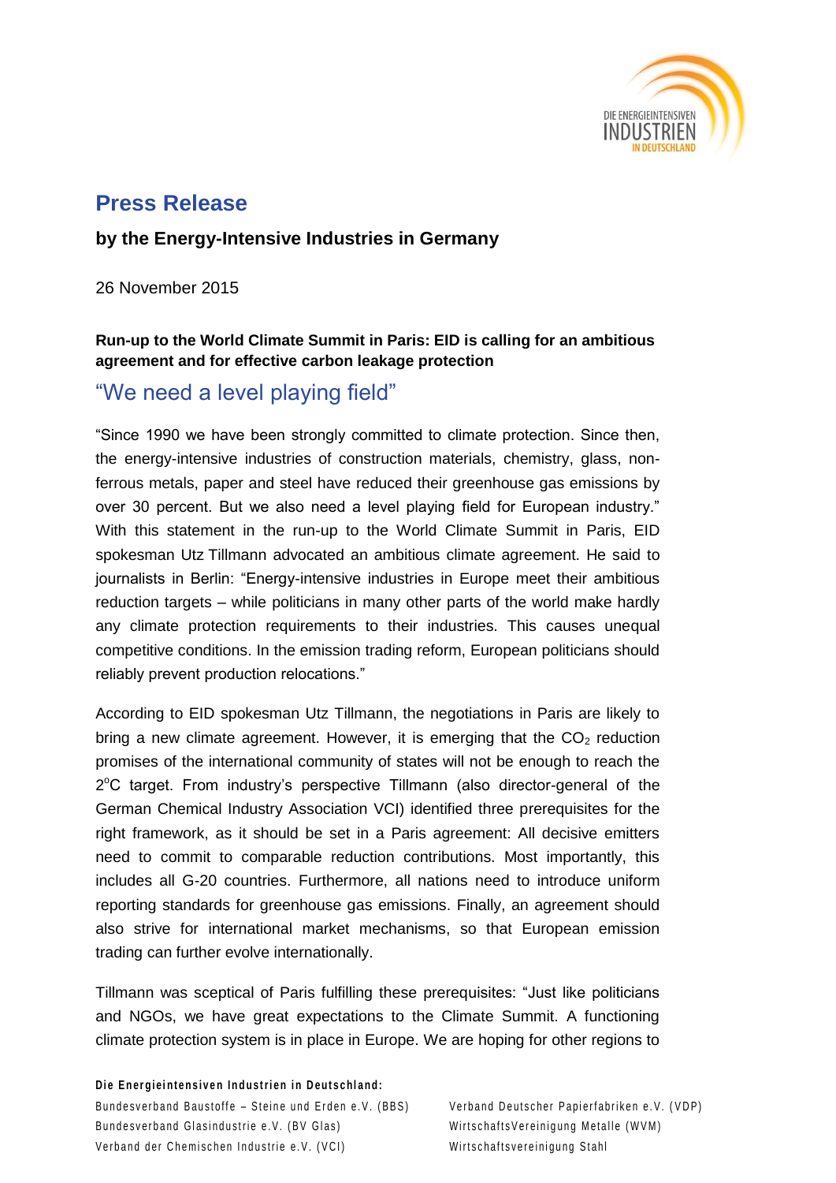# Press Release

**by the Energy-Intensive Industries in Germany**

26 November 2015

**Run-up to the World Climate Summit in Paris: EID is calling for an ambitious agreement and for effective carbon leakage protection**

## "We need a level playing field"

"Since 1990 we have been strongly committed to climate protection. Since then, the energy-intensive industries of construction materials, chemistry, glass, non-ferrous metals, paper and steel have reduced their greenhouse gas emissions by over 30 percent. But we also need a level playing field for European industry." With this statement in the run-up to the World Climate Summit in Paris, EID spokesman Utz Tillmann advocated an ambitious climate agreement. He said to journalists in Berlin: "Energy-intensive industries in Europe meet their ambitious reduction targets – while politicians in many other parts of the world make hardly any climate protection requirements to their industries. This causes unequal competitive conditions. In the emission trading reform, European politicians should reliably prevent production relocations."

According to EID spokesman Utz Tillmann, the negotiations in Paris are likely to bring a new climate agreement. However, it is emerging that the $CO_2$ reduction promises of the international community of states will not be enough to reach the 2°C target. From industry's perspective Tillmann (also director-general of the German Chemical Industry Association VCI) identified three prerequisites for the right framework, as it should be set in a Paris agreement: All decisive emitters need to commit to comparable reduction contributions. Most importantly, this includes all G-20 countries. Furthermore, all nations need to introduce uniform reporting standards for greenhouse gas emissions. Finally, an agreement should also strive for international market mechanisms, so that European emission trading can further evolve internationally.

Tillmann was sceptical of Paris fulfilling these prerequisites: "Just like politicians and NGOs, we have great expectations to the Climate Summit. A functioning climate protection system is in place in Europe. We are hoping for other regions to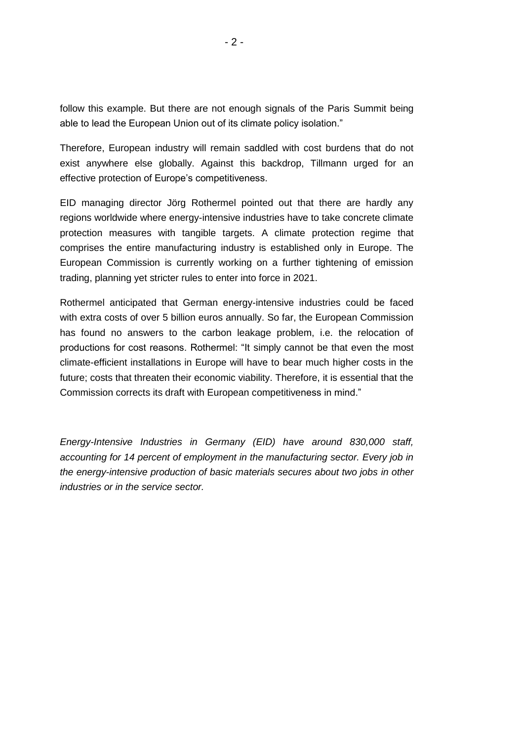follow this example. But there are not enough signals of the Paris Summit being able to lead the European Union out of its climate policy isolation."

Therefore, European industry will remain saddled with cost burdens that do not exist anywhere else globally. Against this backdrop, Tillmann urged for an effective protection of Europe's competitiveness.

EID managing director Jörg Rothermel pointed out that there are hardly any regions worldwide where energy-intensive industries have to take concrete climate protection measures with tangible targets. A climate protection regime that comprises the entire manufacturing industry is established only in Europe. The European Commission is currently working on a further tightening of emission trading, planning yet stricter rules to enter into force in 2021.

Rothermel anticipated that German energy-intensive industries could be faced with extra costs of over 5 billion euros annually. So far, the European Commission has found no answers to the carbon leakage problem, i.e. the relocation of productions for cost reasons. Rothermel: "It simply cannot be that even the most climate-efficient installations in Europe will have to bear much higher costs in the future; costs that threaten their economic viability. Therefore, it is essential that the Commission corrects its draft with European competitiveness in mind."

*Energy-Intensive Industries in Germany (EID) have around 830,000 staff, accounting for 14 percent of employment in the manufacturing sector. Every job in the energy-intensive production of basic materials secures about two jobs in other industries or in the service sector.*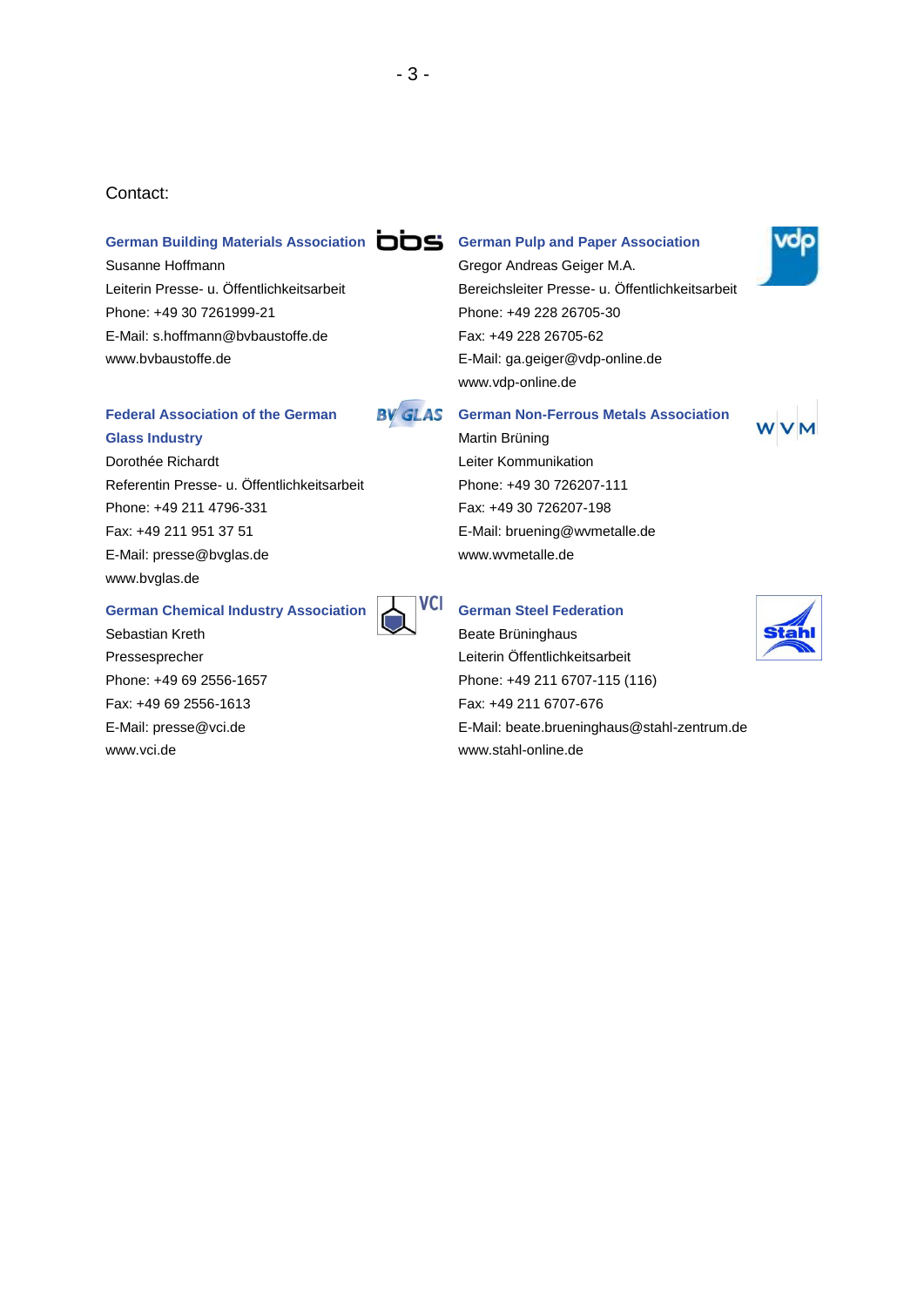Contact:

**German Building Materials Association**
Susanne Hoffmann
Leiterin Presse- u. Öffentlichkeitsarbeit
Phone: +49 30 7261999-21
E-Mail: s.hoffmann@bvbaustoffe.de
www.bvbaustoffe.de

**Federal Association of the German Glass Industry**
Dorothée Richardt
Referentin Presse- u. Öffentlichkeitsarbeit
Phone: +49 211 4796-331
Fax: +49 211 951 37 51
E-Mail: presse@bvglas.de
www.bvglas.de

**German Chemical Industry Association**
Sebastian Kreth
Pressesprecher
Phone: +49 69 2556-1657
Fax: +49 69 2556-1613
E-Mail: presse@vci.de
www.vci.de

**German Pulp and Paper Association**
Gregor Andreas Geiger M.A.
Bereichsleiter Presse- u. Öffentlichkeitsarbeit
Phone: +49 228 26705-30
Fax: +49 228 26705-62
E-Mail: ga.geiger@vdp-online.de
www.vdp-online.de

**German Non-Ferrous Metals Association**
Martin Brüning
Leiter Kommunikation
Phone: +49 30 726207-111
Fax: +49 30 726207-198
E-Mail: bruening@wvmetalle.de
www.wvmetalle.de

**German Steel Federation**
Beate Brüninghaus
Leiterin Öffentlichkeitsarbeit
Phone: +49 211 6707-115 (116)
Fax: +49 211 6707-676
E-Mail: beate.brueninghaus@stahl-zentrum.de
www.stahl-online.de